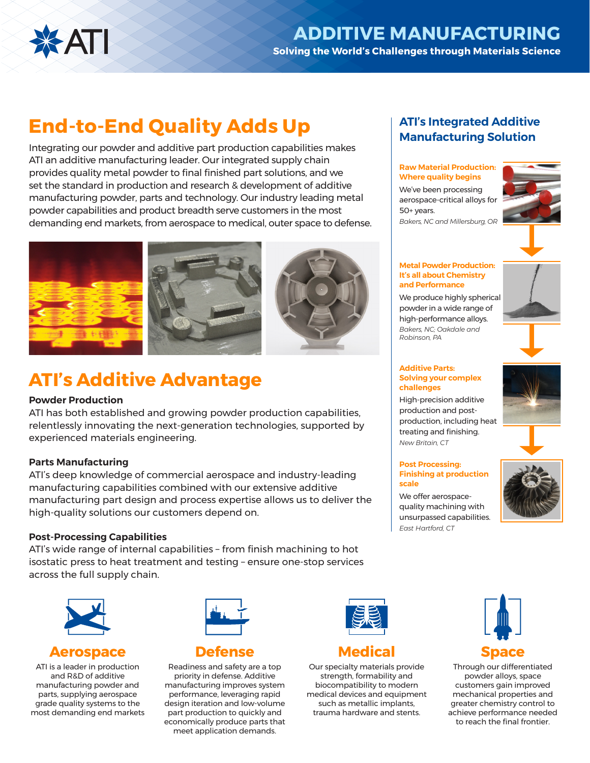ATI

# ADDITIVE MANUFACTURING

**Solving the World's Challenges through Materials Science**

## End-to-End Quality Adds Up

Integrating our powder and additive part production capabilities makes ATI an additive manufacturing leader. Our integrated supply chain provides quality metal powder to final finished part solutions, and we set the standard in production and research & development of additive manufacturing powder, parts and technology. Our industry leading metal powder capabilities and product breadth serve customers in the most demanding end markets, from aerospace to medical, outer space to defense.

## ATI's Additive Advantage

### Powder Production

ATI has both established and growing powder production capabilities, relentlessly innovating the next-generation technologies, supported by experienced materials engineering.

### Parts Manufacturing

ATI's deep knowledge of commercial aerospace and industry-leading manufacturing capabilities combined with our extensive additive manufacturing part design and process expertise allows us to deliver the high-quality solutions our customers depend on.

### Post-Processing Capabilities

ATI's wide range of internal capabilities – from finish machining to hot isostatic press to heat treatment and testing – ensure one-stop services across the full supply chain.

## ATI's Integrated Additive Manufacturing Solution

**Raw Material Production: Where quality begins**

We've been processing aerospace-critical alloys for 50+ years.

*Bakers, NC and Millersburg, OR*

**Metal Powder Production: It's all about Chemistry and Performance**

We produce highly spherical powder in a wide range of high-performance alloys.

*Bakers, NC; Oakdale and Robinson, PA*

**Additive Parts: Solving your complex challenges**

High-precision additive production and post-production, including heat treating and finishing.

*New Britain, CT*

**Post Processing: Finishing at production scale**

We offer aerospace-quality machining with unsurpassed capabilities.

*East Hartford, CT*

## Aerospace

ATI is a leader in production and R&D of additive manufacturing powder and parts, supplying aerospace grade quality systems to the most demanding end markets

## Defense

Readiness and safety are a top priority in defense. Additive manufacturing improves system performance, leveraging rapid design iteration and low-volume part production to quickly and economically produce parts that meet application demands.

## Medical

Our specialty materials provide strength, formability and biocompatibility to modern medical devices and equipment such as metallic implants, trauma hardware and stents.

## Space

Through our differentiated powder alloys, space customers gain improved mechanical properties and greater chemistry control to achieve performance needed to reach the final frontier.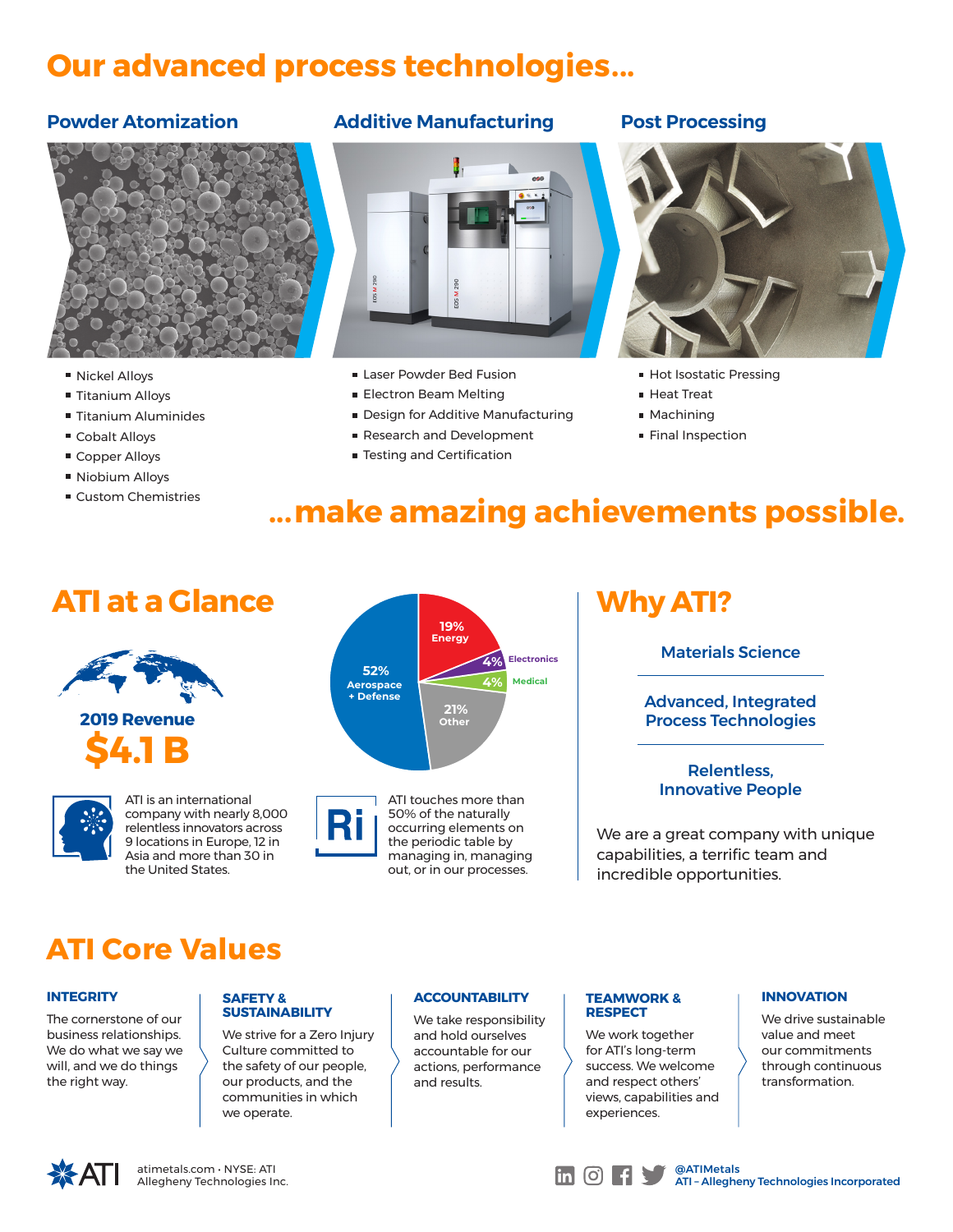# Our advanced process technologies...

## Powder Atomization

- Nickel Alloys
- Titanium Alloys
- Titanium Aluminides
- Cobalt Alloys
- Copper Alloys
- Niobium Alloys
- Custom Chemistries

## Additive Manufacturing

- Laser Powder Bed Fusion
- Electron Beam Melting
- Design for Additive Manufacturing
- Research and Development
- Testing and Certification

## Post Processing

- Hot Isostatic Pressing
- Heat Treat
- Machining
- Final Inspection

**...make amazing achievements possible.**

# ATI at a Glance

**2019 Revenue**

**$4.1 B**

52% Aerospace + Defense
19% Energy
4% Electronics
4% Medical
21% Other

ATI is an international company with nearly 8,000 relentless innovators across 9 locations in Europe, 12 in Asia and more than 30 in the United States.

Ri

ATI touches more than 50% of the naturally occurring elements on the periodic table by managing in, managing out, or in our processes.

# Why ATI?

**Materials Science**

**Advanced, Integrated Process Technologies**

**Relentless, Innovative People**

We are a great company with unique capabilities, a terrific team and incredible opportunities.

# ATI Core Values

**INTEGRITY**

The cornerstone of our business relationships. We do what we say we will, and we do things the right way.

**SAFETY & SUSTAINABILITY**

We strive for a Zero Injury Culture committed to the safety of our people, our products, and the communities in which we operate.

**ACCOUNTABILITY**

We take responsibility and hold ourselves accountable for our actions, performance and results.

**TEAMWORK & RESPECT**

We work together for ATI's long-term success. We welcome and respect others' views, capabilities and experiences.

**INNOVATION**

We drive sustainable value and meet our commitments through continuous transformation.

ATI

atimetals.com • NYSE: ATI
Allegheny Technologies Inc.

@ATIMetals
ATI – Allegheny Technologies Incorporated